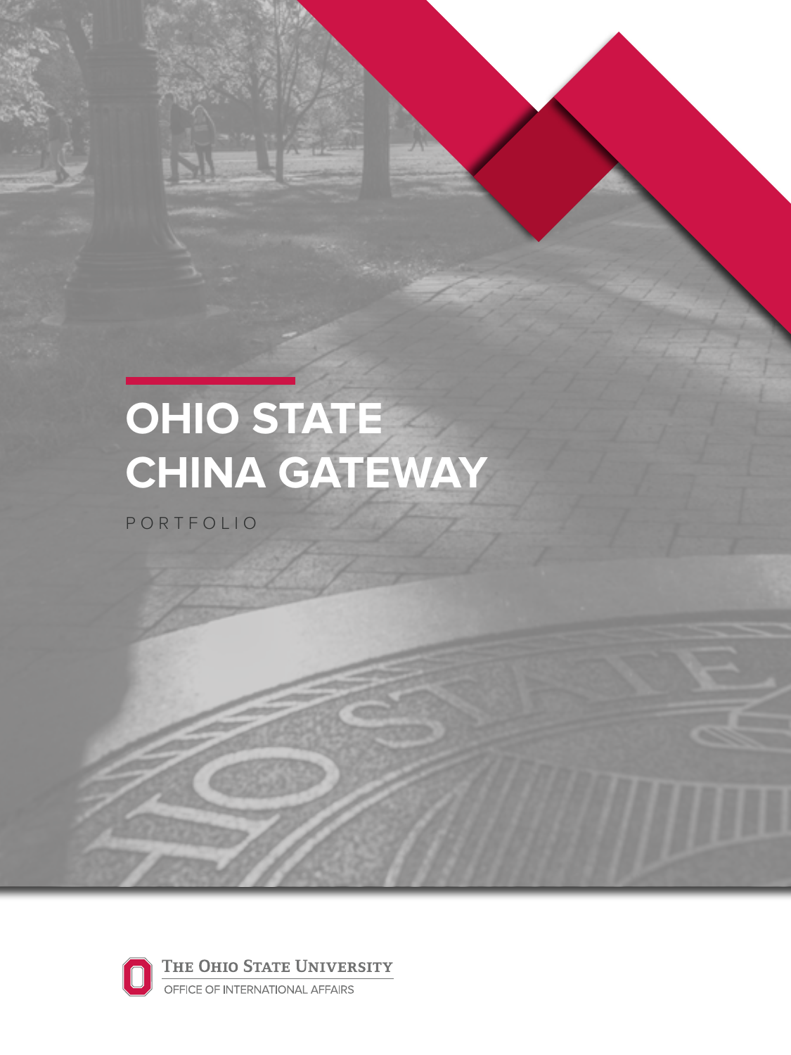# OHIO STATE CHINA GATEWAY

PORTFOLIO

THE OHIO STATE UNIVERSITY

OFFICE OF INTERNATIONAL AFFAIRS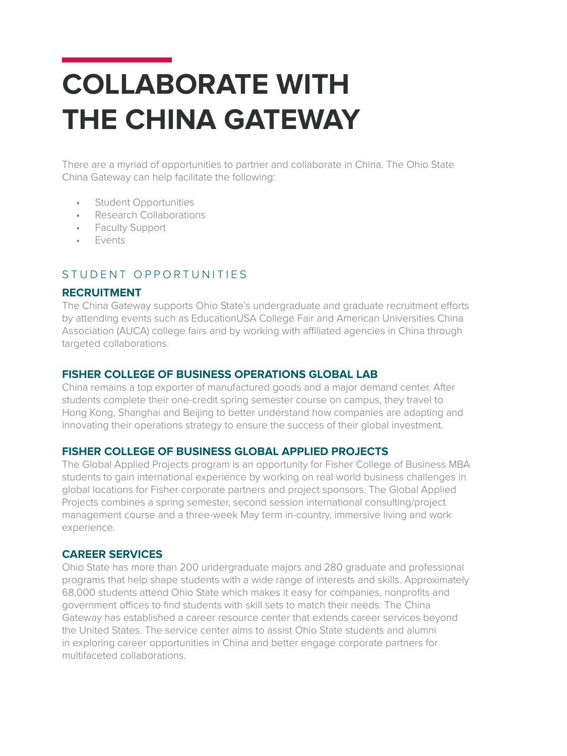# COLLABORATE WITH THE CHINA GATEWAY

There are a myriad of opportunities to partner and collaborate in China. The Ohio State China Gateway can help facilitate the following:

- Student Opportunities
- Research Collaborations
- Faculty Support
- Events

## STUDENT OPPORTUNITIES

### RECRUITMENT

The China Gateway supports Ohio State's undergraduate and graduate recruitment efforts by attending events such as EducationUSA College Fair and American Universities China Association (AUCA) college fairs and by working with affiliated agencies in China through targeted collaborations.

### FISHER COLLEGE OF BUSINESS OPERATIONS GLOBAL LAB

China remains a top exporter of manufactured goods and a major demand center. After students complete their one-credit spring semester course on campus, they travel to Hong Kong, Shanghai and Beijing to better understand how companies are adapting and innovating their operations strategy to ensure the success of their global investment.

### FISHER COLLEGE OF BUSINESS GLOBAL APPLIED PROJECTS

The Global Applied Projects program is an opportunity for Fisher College of Business MBA students to gain international experience by working on real world business challenges in global locations for Fisher corporate partners and project sponsors. The Global Applied Projects combines a spring semester, second session international consulting/project management course and a three-week May term in-country, immersive living and work experience.

### CAREER SERVICES

Ohio State has more than 200 undergraduate majors and 280 graduate and professional programs that help shape students with a wide range of interests and skills. Approximately 68,000 students attend Ohio State which makes it easy for companies, nonprofits and government offices to find students with skill sets to match their needs. The China Gateway has established a career resource center that extends career services beyond the United States. The service center aims to assist Ohio State students and alumni in exploring career opportunities in China and better engage corporate partners for multifaceted collaborations.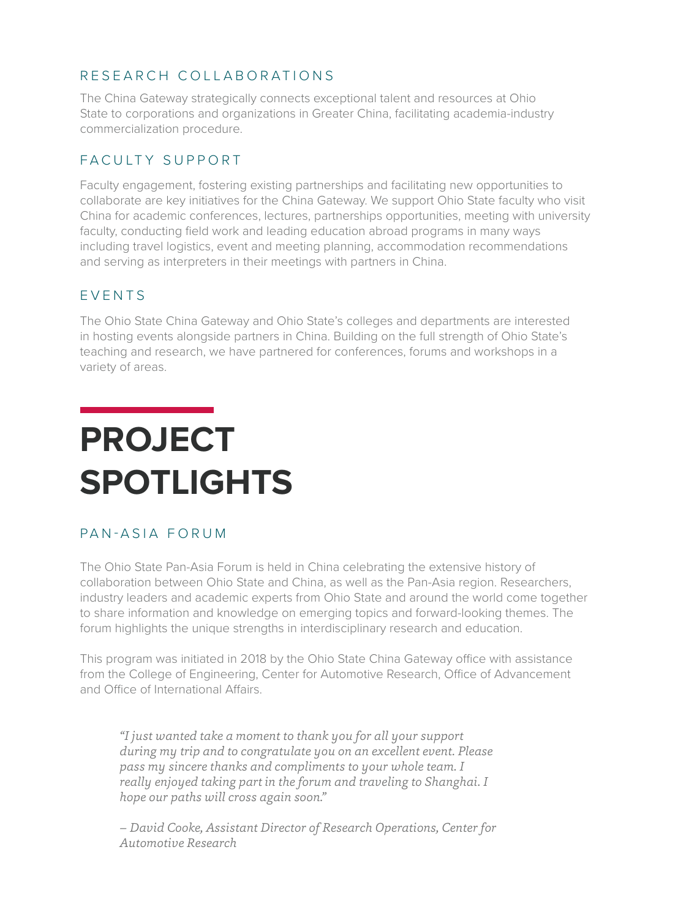### RESEARCH COLLABORATIONS

The China Gateway strategically connects exceptional talent and resources at Ohio State to corporations and organizations in Greater China, facilitating academia-industry commercialization procedure.

### FACULTY SUPPORT

Faculty engagement, fostering existing partnerships and facilitating new opportunities to collaborate are key initiatives for the China Gateway. We support Ohio State faculty who visit China for academic conferences, lectures, partnerships opportunities, meeting with university faculty, conducting field work and leading education abroad programs in many ways including travel logistics, event and meeting planning, accommodation recommendations and serving as interpreters in their meetings with partners in China.

### EVENTS

The Ohio State China Gateway and Ohio State's colleges and departments are interested in hosting events alongside partners in China. Building on the full strength of Ohio State's teaching and research, we have partnered for conferences, forums and workshops in a variety of areas.

# PROJECT SPOTLIGHTS

### PAN-ASIA FORUM

The Ohio State Pan-Asia Forum is held in China celebrating the extensive history of collaboration between Ohio State and China, as well as the Pan-Asia region. Researchers, industry leaders and academic experts from Ohio State and around the world come together to share information and knowledge on emerging topics and forward-looking themes. The forum highlights the unique strengths in interdisciplinary research and education.

This program was initiated in 2018 by the Ohio State China Gateway office with assistance from the College of Engineering, Center for Automotive Research, Office of Advancement and Office of International Affairs.

> *"I just wanted take a moment to thank you for all your support during my trip and to congratulate you on an excellent event. Please pass my sincere thanks and compliments to your whole team. I really enjoyed taking part in the forum and traveling to Shanghai. I hope our paths will cross again soon."*
>
> *– David Cooke, Assistant Director of Research Operations, Center for Automotive Research*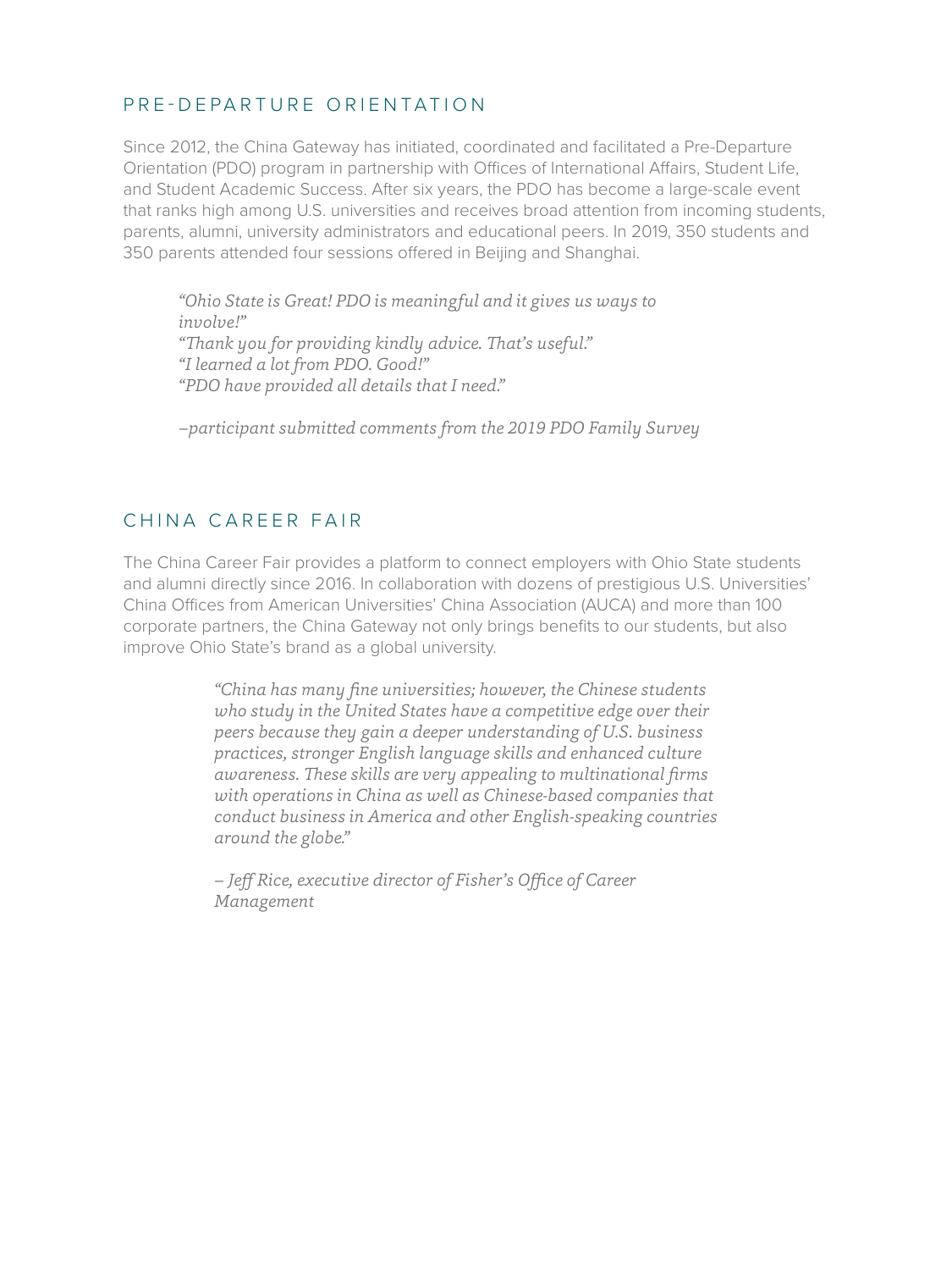## PRE-DEPARTURE ORIENTATION

Since 2012, the China Gateway has initiated, coordinated and facilitated a Pre-Departure Orientation (PDO) program in partnership with Offices of International Affairs, Student Life, and Student Academic Success. After six years, the PDO has become a large-scale event that ranks high among U.S. universities and receives broad attention from incoming students, parents, alumni, university administrators and educational peers. In 2019, 350 students and 350 parents attended four sessions offered in Beijing and Shanghai.

> *"Ohio State is Great! PDO is meaningful and it gives us ways to involve!"*
> *"Thank you for providing kindly advice. That's useful."*
> *"I learned a lot from PDO. Good!"*
> *"PDO have provided all details that I need."*
>
> *–participant submitted comments from the 2019 PDO Family Survey*

## CHINA CAREER FAIR

The China Career Fair provides a platform to connect employers with Ohio State students and alumni directly since 2016. In collaboration with dozens of prestigious U.S. Universities' China Offices from American Universities' China Association (AUCA) and more than 100 corporate partners, the China Gateway not only brings benefits to our students, but also improve Ohio State's brand as a global university.

> *"China has many fine universities; however, the Chinese students who study in the United States have a competitive edge over their peers because they gain a deeper understanding of U.S. business practices, stronger English language skills and enhanced culture awareness. These skills are very appealing to multinational firms with operations in China as well as Chinese-based companies that conduct business in America and other English-speaking countries around the globe."*
>
> *– Jeff Rice, executive director of Fisher's Office of Career Management*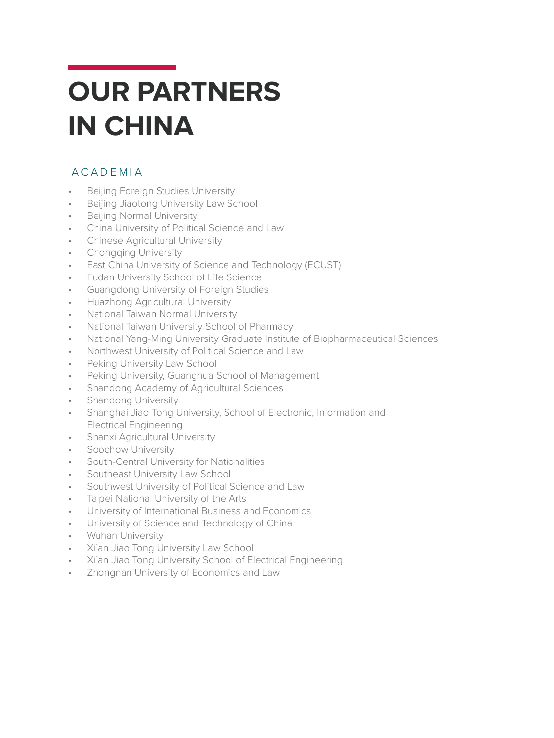# OUR PARTNERS IN CHINA

## ACADEMIA

- Beijing Foreign Studies University
- Beijing Jiaotong University Law School
- Beijing Normal University
- China University of Political Science and Law
- Chinese Agricultural University
- Chongqing University
- East China University of Science and Technology (ECUST)
- Fudan University School of Life Science
- Guangdong University of Foreign Studies
- Huazhong Agricultural University
- National Taiwan Normal University
- National Taiwan University School of Pharmacy
- National Yang-Ming University Graduate Institute of Biopharmaceutical Sciences
- Northwest University of Political Science and Law
- Peking University Law School
- Peking University, Guanghua School of Management
- Shandong Academy of Agricultural Sciences
- Shandong University
- Shanghai Jiao Tong University, School of Electronic, Information and Electrical Engineering
- Shanxi Agricultural University
- Soochow University
- South-Central University for Nationalities
- Southeast University Law School
- Southwest University of Political Science and Law
- Taipei National University of the Arts
- University of International Business and Economics
- University of Science and Technology of China
- Wuhan University
- Xi'an Jiao Tong University Law School
- Xi'an Jiao Tong University School of Electrical Engineering
- Zhongnan University of Economics and Law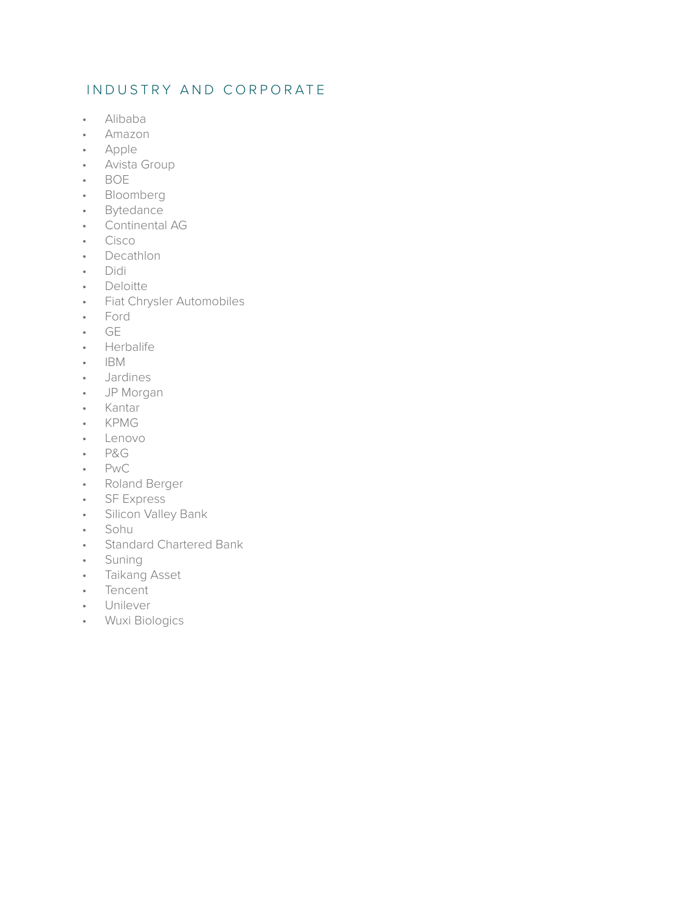## INDUSTRY AND CORPORATE

- Alibaba
- Amazon
- Apple
- Avista Group
- BOE
- Bloomberg
- Bytedance
- Continental AG
- Cisco
- Decathlon
- Didi
- Deloitte
- Fiat Chrysler Automobiles
- Ford
- GE
- Herbalife
- IBM
- Jardines
- JP Morgan
- Kantar
- KPMG
- Lenovo
- P&G
- PwC
- Roland Berger
- SF Express
- Silicon Valley Bank
- Sohu
- Standard Chartered Bank
- Suning
- Taikang Asset
- Tencent
- Unilever
- Wuxi Biologics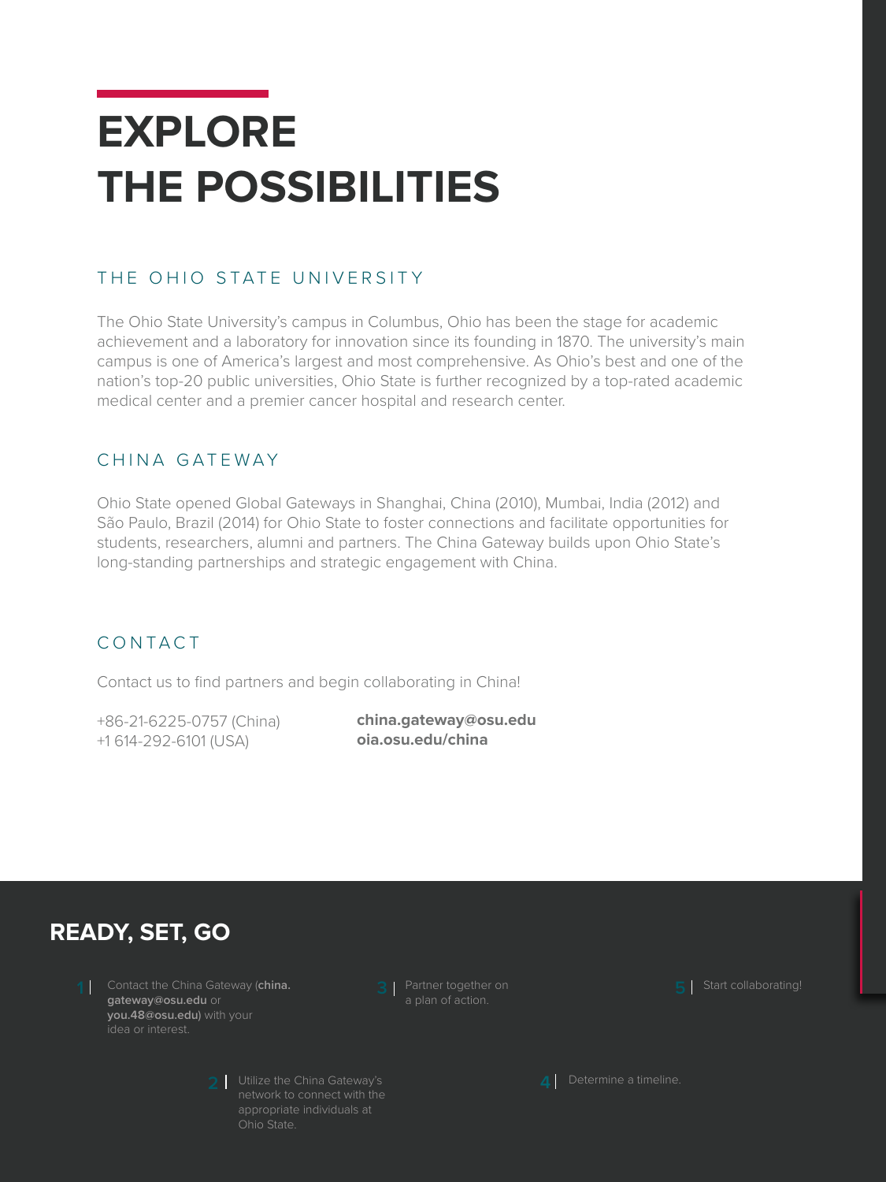# EXPLORE THE POSSIBILITIES

## THE OHIO STATE UNIVERSITY

The Ohio State University's campus in Columbus, Ohio has been the stage for academic achievement and a laboratory for innovation since its founding in 1870. The university's main campus is one of America's largest and most comprehensive. As Ohio's best and one of the nation's top-20 public universities, Ohio State is further recognized by a top-rated academic medical center and a premier cancer hospital and research center.

## CHINA GATEWAY

Ohio State opened Global Gateways in Shanghai, China (2010), Mumbai, India (2012) and São Paulo, Brazil (2014) for Ohio State to foster connections and facilitate opportunities for students, researchers, alumni and partners. The China Gateway builds upon Ohio State's long-standing partnerships and strategic engagement with China.

## CONTACT

Contact us to find partners and begin collaborating in China!

+86-21-6225-0757 (China)
+1 614-292-6101 (USA)

**china.gateway@osu.edu**
**oia.osu.edu/china**

## READY, SET, GO

1 | Contact the China Gateway (**china.gateway@osu.edu** or **you.48@osu.edu)** with your idea or interest.

2 | Utilize the China Gateway's network to connect with the appropriate individuals at Ohio State.

3 | Partner together on a plan of action.

4 | Determine a timeline.

5 | Start collaborating!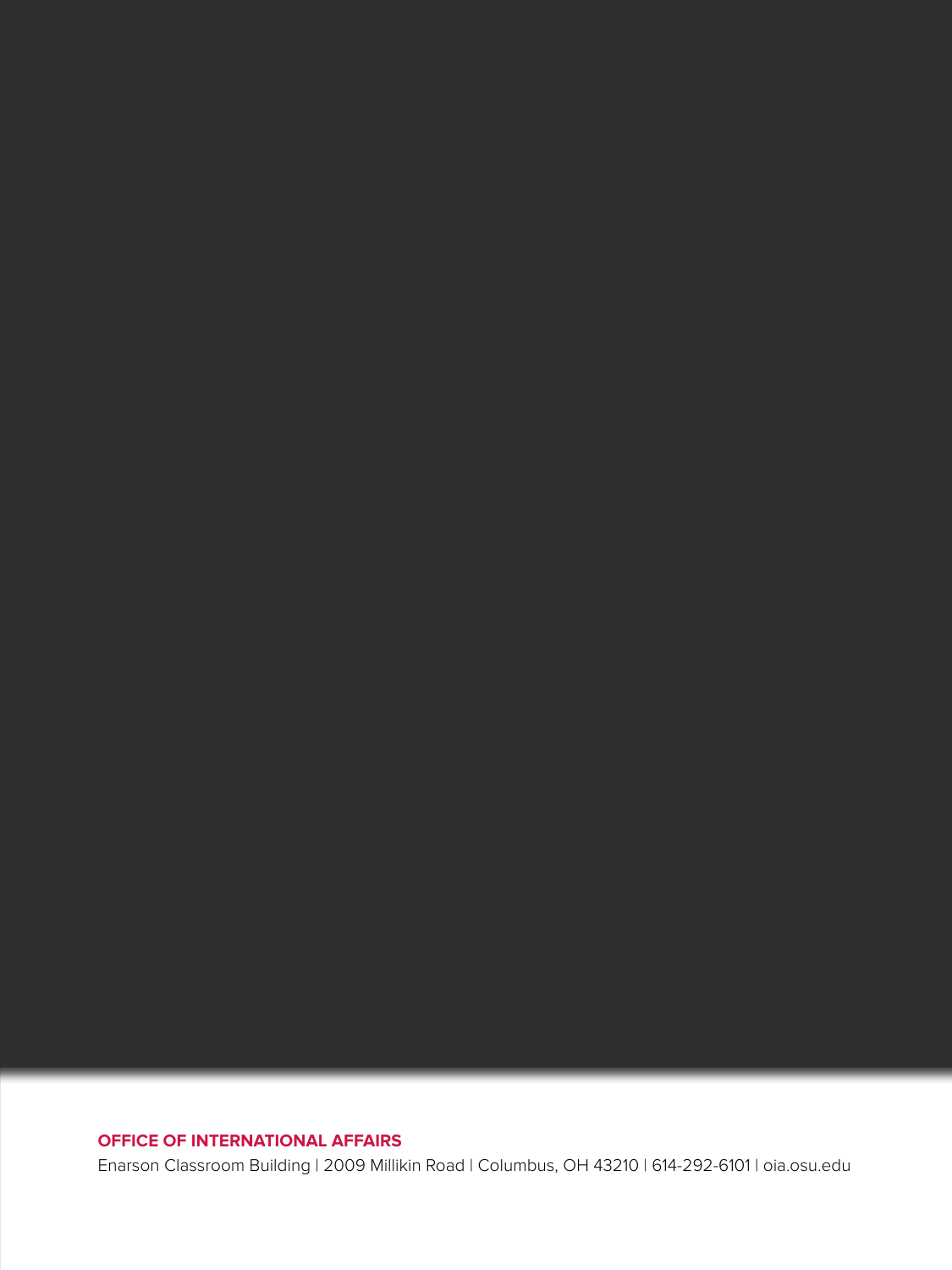**OFFICE OF INTERNATIONAL AFFAIRS**

Enarson Classroom Building | 2009 Millikin Road | Columbus, OH 43210 | 614-292-6101 | oia.osu.edu